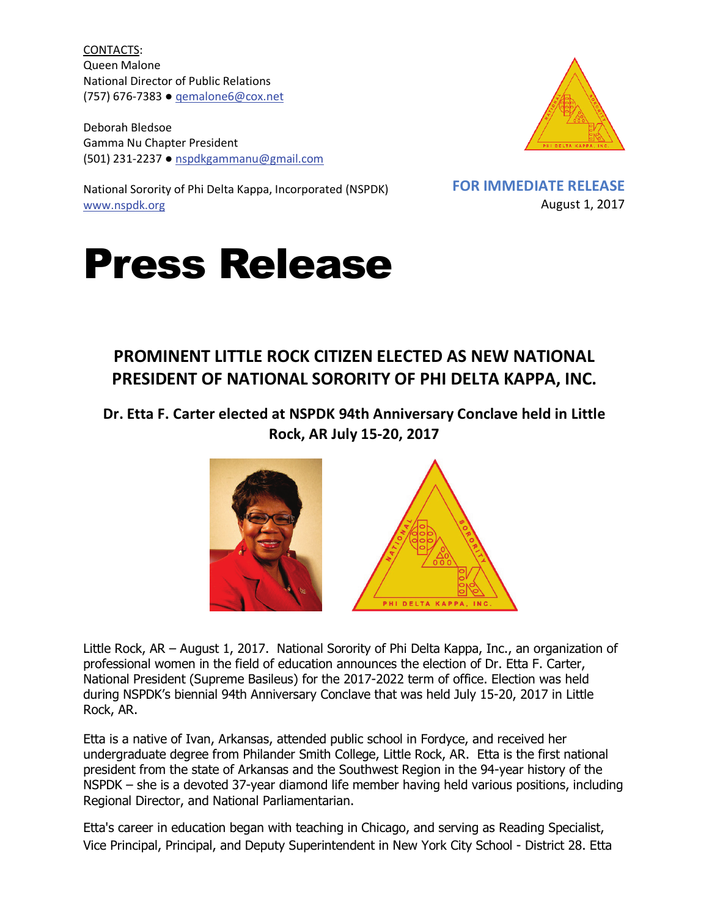CONTACTS:
Queen Malone
National Director of Public Relations
(757) 676-7383 ● qemalone6@cox.net

Deborah Bledsoe
Gamma Nu Chapter President
(501) 231-2237 ● nspdkgammanu@gmail.com

National Sorority of Phi Delta Kappa, Incorporated (NSPDK)
www.nspdk.org

**FOR IMMEDIATE RELEASE**
August 1, 2017

# Press Release

## PROMINENT LITTLE ROCK CITIZEN ELECTED AS NEW NATIONAL PRESIDENT OF NATIONAL SORORITY OF PHI DELTA KAPPA, INC.

### Dr. Etta F. Carter elected at NSPDK 94th Anniversary Conclave held in Little Rock, AR July 15-20, 2017

Little Rock, AR – August 1, 2017. National Sorority of Phi Delta Kappa, Inc., an organization of professional women in the field of education announces the election of Dr. Etta F. Carter, National President (Supreme Basileus) for the 2017-2022 term of office. Election was held during NSPDK's biennial 94th Anniversary Conclave that was held July 15-20, 2017 in Little Rock, AR.

Etta is a native of Ivan, Arkansas, attended public school in Fordyce, and received her undergraduate degree from Philander Smith College, Little Rock, AR. Etta is the first national president from the state of Arkansas and the Southwest Region in the 94-year history of the NSPDK – she is a devoted 37-year diamond life member having held various positions, including Regional Director, and National Parliamentarian.

Etta's career in education began with teaching in Chicago, and serving as Reading Specialist, Vice Principal, Principal, and Deputy Superintendent in New York City School - District 28. Etta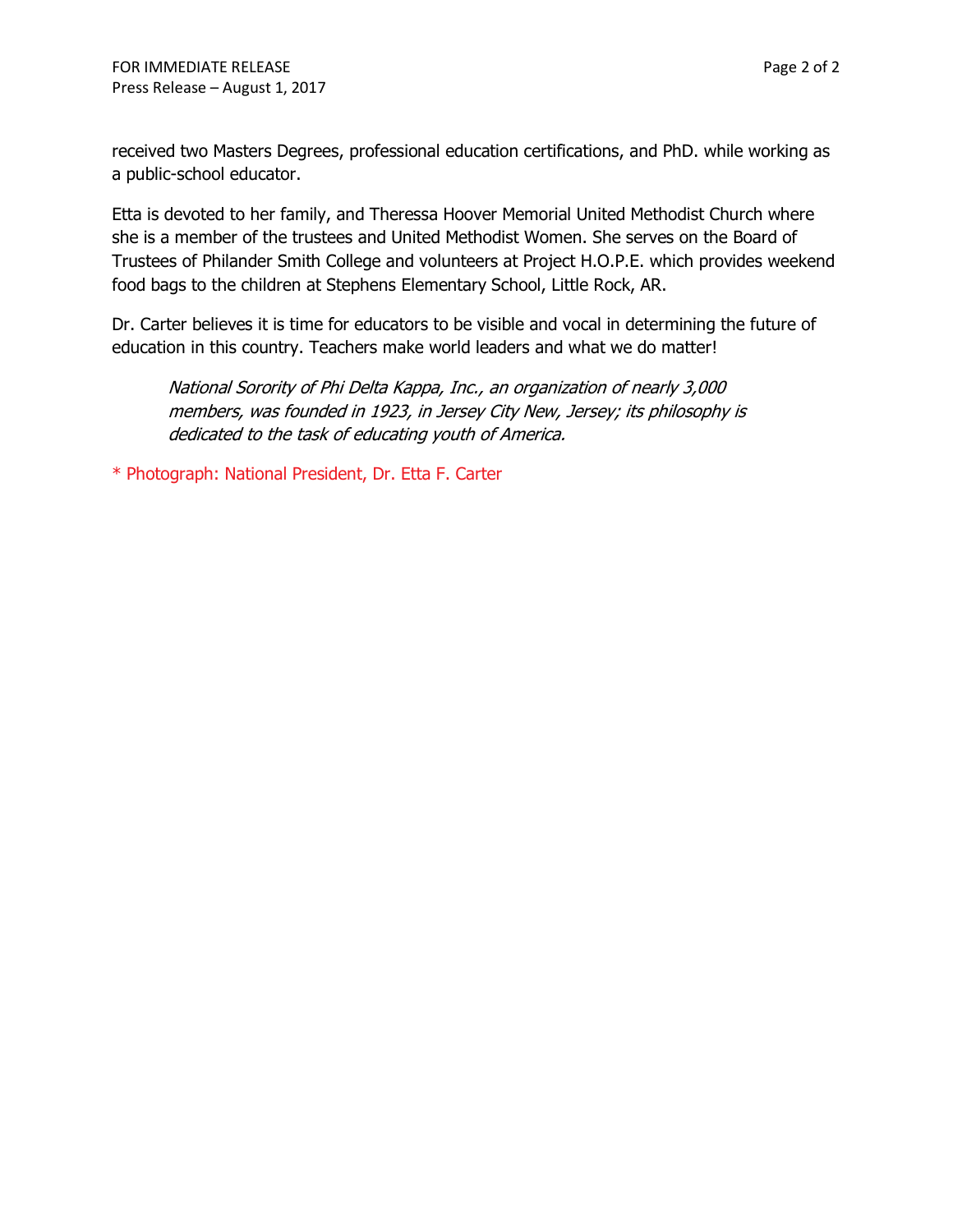received two Masters Degrees, professional education certifications, and PhD. while working as a public-school educator.

Etta is devoted to her family, and Theressa Hoover Memorial United Methodist Church where she is a member of the trustees and United Methodist Women. She serves on the Board of Trustees of Philander Smith College and volunteers at Project H.O.P.E. which provides weekend food bags to the children at Stephens Elementary School, Little Rock, AR.

Dr. Carter believes it is time for educators to be visible and vocal in determining the future of education in this country. Teachers make world leaders and what we do matter!

> *National Sorority of Phi Delta Kappa, Inc., an organization of nearly 3,000 members, was founded in 1923, in Jersey City New, Jersey; its philosophy is dedicated to the task of educating youth of America.*

* Photograph: National President, Dr. Etta F. Carter